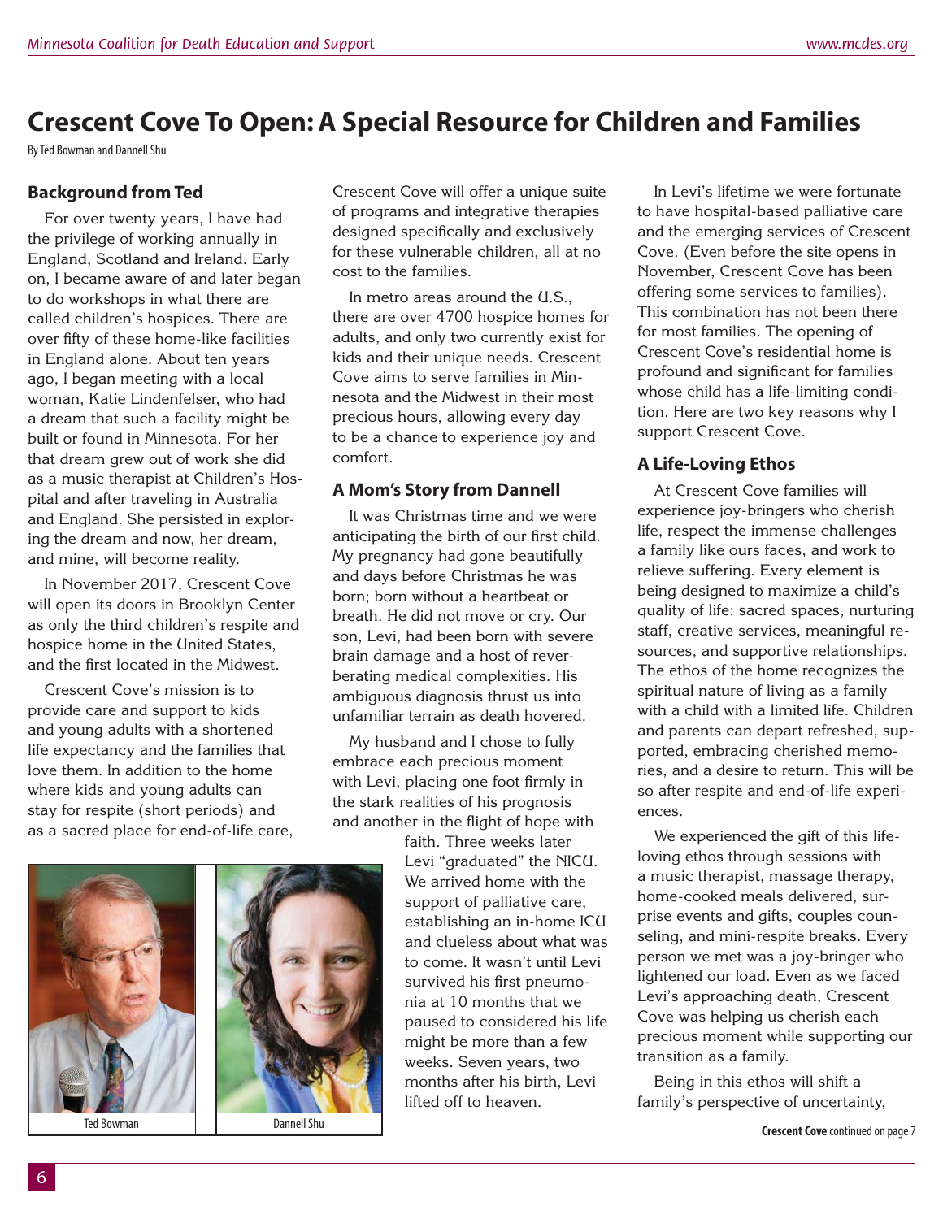# Crescent Cove To Open: A Special Resource for Children and Families

By Ted Bowman and Dannell Shu

## Background from Ted

For over twenty years, I have had the privilege of working annually in England, Scotland and Ireland. Early on, I became aware of and later began to do workshops in what there are called children's hospices. There are over fifty of these home-like facilities in England alone. About ten years ago, I began meeting with a local woman, Katie Lindenfelser, who had a dream that such a facility might be built or found in Minnesota. For her that dream grew out of work she did as a music therapist at Children's Hospital and after traveling in Australia and England. She persisted in exploring the dream and now, her dream, and mine, will become reality.

In November 2017, Crescent Cove will open its doors in Brooklyn Center as only the third children's respite and hospice home in the United States, and the first located in the Midwest.

Crescent Cove's mission is to provide care and support to kids and young adults with a shortened life expectancy and the families that love them. In addition to the home where kids and young adults can stay for respite (short periods) and as a sacred place for end-of-life care, Crescent Cove will offer a unique suite of programs and integrative therapies designed specifically and exclusively for these vulnerable children, all at no cost to the families.

In metro areas around the U.S., there are over 4700 hospice homes for adults, and only two currently exist for kids and their unique needs. Crescent Cove aims to serve families in Minnesota and the Midwest in their most precious hours, allowing every day to be a chance to experience joy and comfort.

## A Mom's Story from Dannell

It was Christmas time and we were anticipating the birth of our first child. My pregnancy had gone beautifully and days before Christmas he was born; born without a heartbeat or breath. He did not move or cry. Our son, Levi, had been born with severe brain damage and a host of reverberating medical complexities. His ambiguous diagnosis thrust us into unfamiliar terrain as death hovered.

My husband and I chose to fully embrace each precious moment with Levi, placing one foot firmly in the stark realities of his prognosis and another in the flight of hope with faith. Three weeks later Levi "graduated" the NICU. We arrived home with the support of palliative care, establishing an in-home ICU and clueless about what was to come. It wasn't until Levi survived his first pneumonia at 10 months that we paused to considered his life might be more than a few weeks. Seven years, two months after his birth, Levi lifted off to heaven.

Ted Bowman

Dannell Shu

In Levi's lifetime we were fortunate to have hospital-based palliative care and the emerging services of Crescent Cove. (Even before the site opens in November, Crescent Cove has been offering some services to families). This combination has not been there for most families. The opening of Crescent Cove's residential home is profound and significant for families whose child has a life-limiting condition. Here are two key reasons why I support Crescent Cove.

## A Life-Loving Ethos

At Crescent Cove families will experience joy-bringers who cherish life, respect the immense challenges a family like ours faces, and work to relieve suffering. Every element is being designed to maximize a child's quality of life: sacred spaces, nurturing staff, creative services, meaningful resources, and supportive relationships. The ethos of the home recognizes the spiritual nature of living as a family with a child with a limited life. Children and parents can depart refreshed, supported, embracing cherished memories, and a desire to return. This will be so after respite and end-of-life experiences.

We experienced the gift of this life-loving ethos through sessions with a music therapist, massage therapy, home-cooked meals delivered, surprise events and gifts, couples counseling, and mini-respite breaks. Every person we met was a joy-bringer who lightened our load. Even as we faced Levi's approaching death, Crescent Cove was helping us cherish each precious moment while supporting our transition as a family.

Being in this ethos will shift a family's perspective of uncertainty,

**Crescent Cove** continued on page 7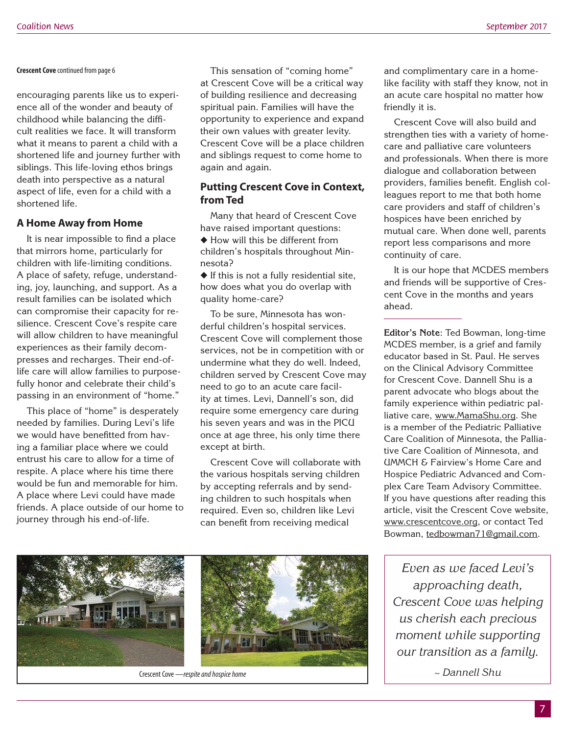**Crescent Cove** continued from page 6

encouraging parents like us to experience all of the wonder and beauty of childhood while balancing the difficult realities we face. It will transform what it means to parent a child with a shortened life and journey further with siblings. This life-loving ethos brings death into perspective as a natural aspect of life, even for a child with a shortened life.

### A Home Away from Home

It is near impossible to find a place that mirrors home, particularly for children with life-limiting conditions. A place of safety, refuge, understanding, joy, launching, and support. As a result families can be isolated which can compromise their capacity for resilience. Crescent Cove's respite care will allow children to have meaningful experiences as their family decompresses and recharges. Their end-of-life care will allow families to purposefully honor and celebrate their child's passing in an environment of "home."

This place of "home" is desperately needed by families. During Levi's life we would have benefitted from having a familiar place where we could entrust his care to allow for a time of respite. A place where his time there would be fun and memorable for him. A place where Levi could have made friends. A place outside of our home to journey through his end-of-life.

This sensation of "coming home" at Crescent Cove will be a critical way of building resilience and decreasing spiritual pain. Families will have the opportunity to experience and expand their own values with greater levity. Crescent Cove will be a place children and siblings request to come home to again and again.

### Putting Crescent Cove in Context, from Ted

Many that heard of Crescent Cove have raised important questions:

◆ How will this be different from children's hospitals throughout Minnesota?

◆ If this is not a fully residential site, how does what you do overlap with quality home-care?

To be sure, Minnesota has wonderful children's hospital services. Crescent Cove will complement those services, not be in competition with or undermine what they do well. Indeed, children served by Crescent Cove may need to go to an acute care facility at times. Levi, Dannell's son, did require some emergency care during his seven years and was in the PICU once at age three, his only time there except at birth.

Crescent Cove will collaborate with the various hospitals serving children by accepting referrals and by sending children to such hospitals when required. Even so, children like Levi can benefit from receiving medical and complimentary care in a home-like facility with staff they know, not in an acute care hospital no matter how friendly it is.

Crescent Cove will also build and strengthen ties with a variety of home-care and palliative care volunteers and professionals. When there is more dialogue and collaboration between providers, families benefit. English colleagues report to me that both home care providers and staff of children's hospices have been enriched by mutual care. When done well, parents report less comparisons and more continuity of care.

It is our hope that MCDES members and friends will be supportive of Crescent Cove in the months and years ahead.

---

**Editor's Note**: Ted Bowman, long-time MCDES member, is a grief and family educator based in St. Paul. He serves on the Clinical Advisory Committee for Crescent Cove. Dannell Shu is a parent advocate who blogs about the family experience within pediatric palliative care, www.MamaShu.org. She is a member of the Pediatric Palliative Care Coalition of Minnesota, the Palliative Care Coalition of Minnesota, and UMMCH & Fairview's Home Care and Hospice Pediatric Advanced and Complex Care Team Advisory Committee. If you have questions after reading this article, visit the Crescent Cove website, www.crescentcove.org, or contact Ted Bowman, tedbowman71@gmail.com.

Crescent Cove —*respite and hospice home*

*Even as we faced Levi's approaching death, Crescent Cove was helping us cherish each precious moment while supporting our transition as a family.*

*~ Dannell Shu*